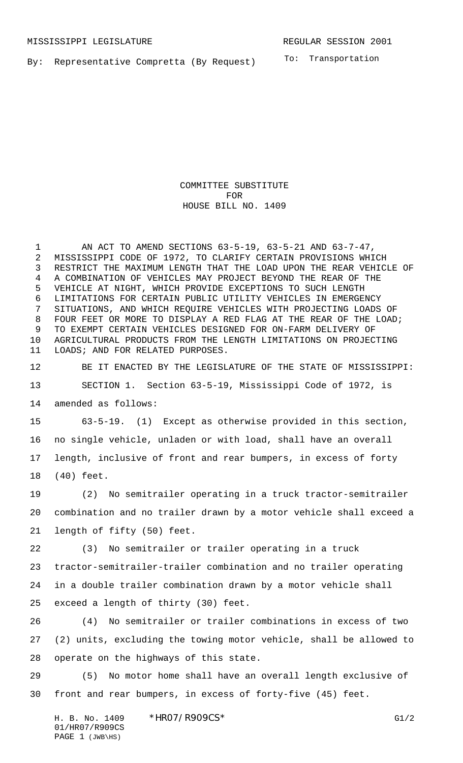MISSISSIPPI LEGISLATURE REGULAR SESSION 2001

By: Representative Compretta (By Request)

To: Transportation

COMMITTEE SUBSTITUTE
FOR
HOUSE BILL NO. 1409

AN ACT TO AMEND SECTIONS 63-5-19, 63-5-21 AND 63-7-47, MISSISSIPPI CODE OF 1972, TO CLARIFY CERTAIN PROVISIONS WHICH RESTRICT THE MAXIMUM LENGTH THAT THE LOAD UPON THE REAR VEHICLE OF A COMBINATION OF VEHICLES MAY PROJECT BEYOND THE REAR OF THE VEHICLE AT NIGHT, WHICH PROVIDE EXCEPTIONS TO SUCH LENGTH LIMITATIONS FOR CERTAIN PUBLIC UTILITY VEHICLES IN EMERGENCY SITUATIONS, AND WHICH REQUIRE VEHICLES WITH PROJECTING LOADS OF FOUR FEET OR MORE TO DISPLAY A RED FLAG AT THE REAR OF THE LOAD; TO EXEMPT CERTAIN VEHICLES DESIGNED FOR ON-FARM DELIVERY OF AGRICULTURAL PRODUCTS FROM THE LENGTH LIMITATIONS ON PROJECTING LOADS; AND FOR RELATED PURPOSES.

BE IT ENACTED BY THE LEGISLATURE OF THE STATE OF MISSISSIPPI:

SECTION 1. Section 63-5-19, Mississippi Code of 1972, is amended as follows:

63-5-19. (1) Except as otherwise provided in this section, no single vehicle, unladen or with load, shall have an overall length, inclusive of front and rear bumpers, in excess of forty (40) feet.

(2) No semitrailer operating in a truck tractor-semitrailer combination and no trailer drawn by a motor vehicle shall exceed a length of fifty (50) feet.

(3) No semitrailer or trailer operating in a truck tractor-semitrailer-trailer combination and no trailer operating in a double trailer combination drawn by a motor vehicle shall exceed a length of thirty (30) feet.

(4) No semitrailer or trailer combinations in excess of two (2) units, excluding the towing motor vehicle, shall be allowed to operate on the highways of this state.

(5) No motor home shall have an overall length exclusive of front and rear bumpers, in excess of forty-five (45) feet.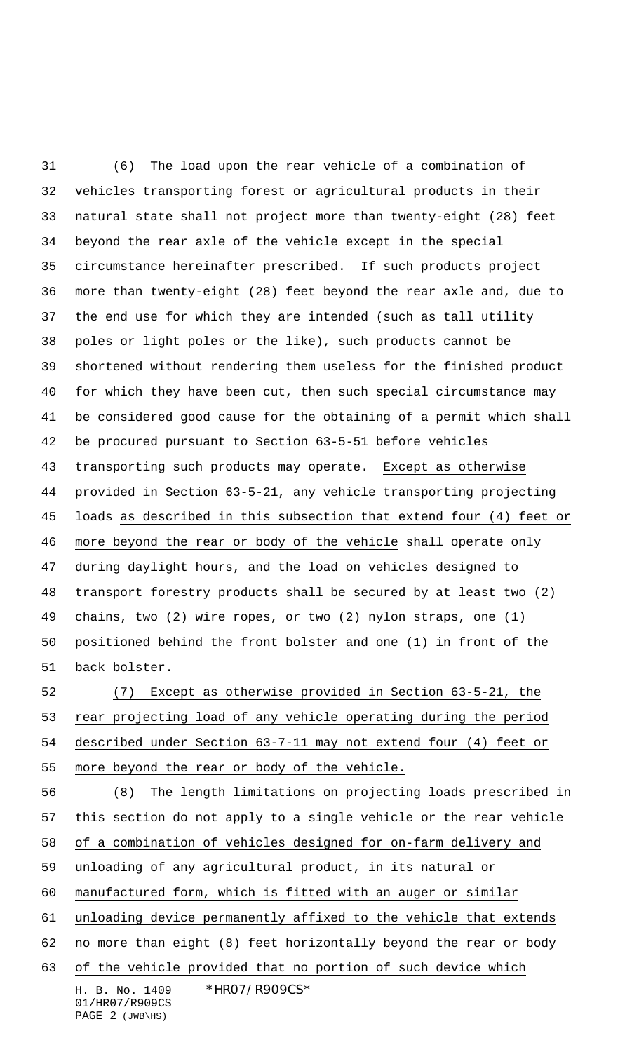(6) The load upon the rear vehicle of a combination of vehicles transporting forest or agricultural products in their natural state shall not project more than twenty-eight (28) feet beyond the rear axle of the vehicle except in the special circumstance hereinafter prescribed. If such products project more than twenty-eight (28) feet beyond the rear axle and, due to the end use for which they are intended (such as tall utility poles or light poles or the like), such products cannot be shortened without rendering them useless for the finished product for which they have been cut, then such special circumstance may be considered good cause for the obtaining of a permit which shall be procured pursuant to Section 63-5-51 before vehicles transporting such products may operate. Except as otherwise provided in Section 63-5-21, any vehicle transporting projecting loads as described in this subsection that extend four (4) feet or more beyond the rear or body of the vehicle shall operate only during daylight hours, and the load on vehicles designed to transport forestry products shall be secured by at least two (2) chains, two (2) wire ropes, or two (2) nylon straps, one (1) positioned behind the front bolster and one (1) in front of the back bolster.

(7) Except as otherwise provided in Section 63-5-21, the rear projecting load of any vehicle operating during the period described under Section 63-7-11 may not extend four (4) feet or more beyond the rear or body of the vehicle.

(8) The length limitations on projecting loads prescribed in this section do not apply to a single vehicle or the rear vehicle of a combination of vehicles designed for on-farm delivery and unloading of any agricultural product, in its natural or manufactured form, which is fitted with an auger or similar unloading device permanently affixed to the vehicle that extends no more than eight (8) feet horizontally beyond the rear or body of the vehicle provided that no portion of such device which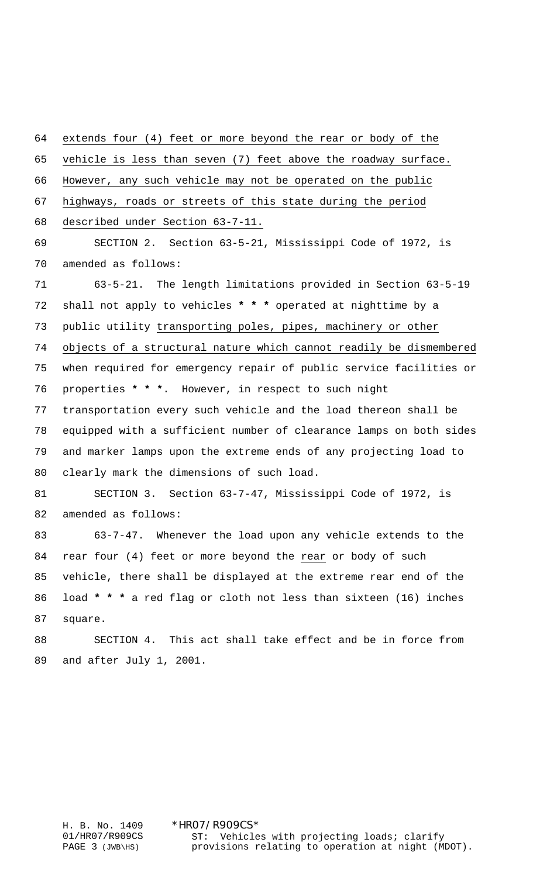extends four (4) feet or more beyond the rear or body of the vehicle is less than seven (7) feet above the roadway surface. However, any such vehicle may not be operated on the public highways, roads or streets of this state during the period described under Section 63-7-11.

SECTION 2. Section 63-5-21, Mississippi Code of 1972, is amended as follows:

63-5-21. The length limitations provided in Section 63-5-19 shall not apply to vehicles * * * operated at nighttime by a public utility transporting poles, pipes, machinery or other objects of a structural nature which cannot readily be dismembered when required for emergency repair of public service facilities or properties * * *. However, in respect to such night transportation every such vehicle and the load thereon shall be equipped with a sufficient number of clearance lamps on both sides and marker lamps upon the extreme ends of any projecting load to clearly mark the dimensions of such load.

SECTION 3. Section 63-7-47, Mississippi Code of 1972, is amended as follows:

63-7-47. Whenever the load upon any vehicle extends to the rear four (4) feet or more beyond the rear or body of such vehicle, there shall be displayed at the extreme rear end of the load * * * a red flag or cloth not less than sixteen (16) inches square.

SECTION 4. This act shall take effect and be in force from and after July 1, 2001.